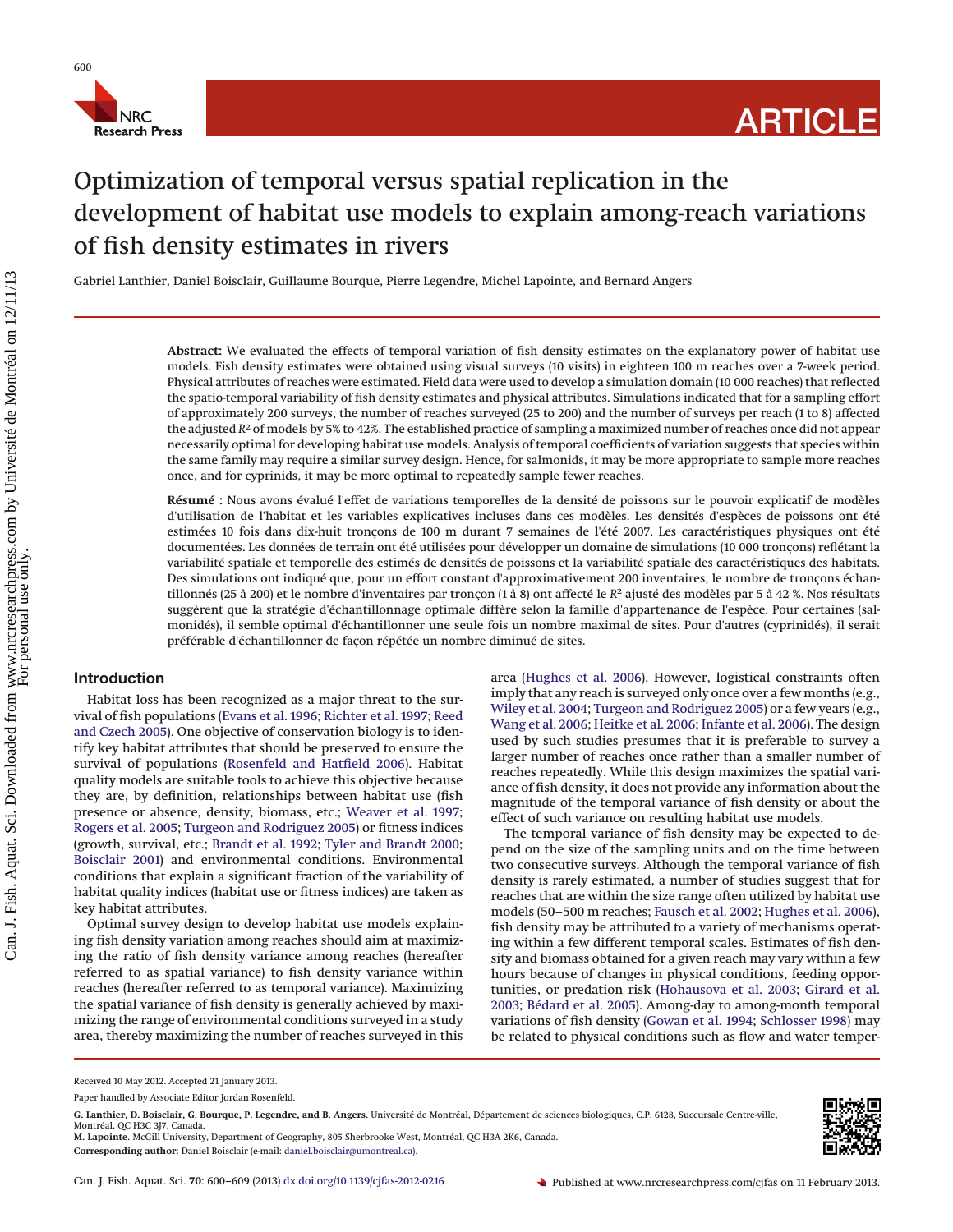# Optimization of temporal versus spatial replication in the development of habitat use models to explain among-reach variations of fish density estimates in rivers

Gabriel Lanthier, Daniel Boisclair, Guillaume Bourque, Pierre Legendre, Michel Lapointe, and Bernard Angers

**Abstract:** We evaluated the effects of temporal variation of fish density estimates on the explanatory power of habitat use models. Fish density estimates were obtained using visual surveys (10 visits) in eighteen 100 m reaches over a 7-week period. Physical attributes of reaches were estimated. Field data were used to develop a simulation domain (10 000 reaches) that reflected the spatio-temporal variability of fish density estimates and physical attributes. Simulations indicated that for a sampling effort of approximately 200 surveys, the number of reaches surveyed (25 to 200) and the number of surveys per reach (1 to 8) affected the adjusted $R^2$ of models by 5% to 42%. The established practice of sampling a maximized number of reaches once did not appear necessarily optimal for developing habitat use models. Analysis of temporal coefficients of variation suggests that species within the same family may require a similar survey design. Hence, for salmonids, it may be more appropriate to sample more reaches once, and for cyprinids, it may be more optimal to repeatedly sample fewer reaches.

**Résumé :** Nous avons évalué l'effet de variations temporelles de la densité de poissons sur le pouvoir explicatif de modèles d'utilisation de l'habitat et les variables explicatives incluses dans ces modèles. Les densités d'espèces de poissons ont été estimées 10 fois dans dix-huit tronçons de 100 m durant 7 semaines de l'été 2007. Les caractéristiques physiques ont été documentées. Les données de terrain ont été utilisées pour développer un domaine de simulations (10 000 tronçons) reflétant la variabilité spatiale et temporelle des estimés de densités de poissons et la variabilité spatiale des caractéristiques des habitats. Des simulations ont indiqué que, pour un effort constant d'approximativement 200 inventaires, le nombre de tronçons échantillonnés (25 à 200) et le nombre d'inventaires par tronçon (1 à 8) ont affecté le $R^2$ ajusté des modèles par 5 à 42 %. Nos résultats suggèrent que la stratégie d'échantillonnage optimale diffère selon la famille d'appartenance de l'espèce. Pour certaines (salmonidés), il semble optimal d'échantillonner une seule fois un nombre maximal de sites. Pour d'autres (cyprinidés), il serait préférable d'échantillonner de façon répétée un nombre diminué de sites.

## Introduction

Habitat loss has been recognized as a major threat to the survival of fish populations (Evans et al. 1996; Richter et al. 1997; Reed and Czech 2005). One objective of conservation biology is to identify key habitat attributes that should be preserved to ensure the survival of populations (Rosenfeld and Hatfield 2006). Habitat quality models are suitable tools to achieve this objective because they are, by definition, relationships between habitat use (fish presence or absence, density, biomass, etc.; Weaver et al. 1997; Rogers et al. 2005; Turgeon and Rodriguez 2005) or fitness indices (growth, survival, etc.; Brandt et al. 1992; Tyler and Brandt 2000; Boisclair 2001) and environmental conditions. Environmental conditions that explain a significant fraction of the variability of habitat quality indices (habitat use or fitness indices) are taken as key habitat attributes.

Optimal survey design to develop habitat use models explaining fish density variation among reaches should aim at maximizing the ratio of fish density variance among reaches (hereafter referred to as spatial variance) to fish density variance within reaches (hereafter referred to as temporal variance). Maximizing the spatial variance of fish density is generally achieved by maximizing the range of environmental conditions surveyed in a study area, thereby maximizing the number of reaches surveyed in this area (Hughes et al. 2006). However, logistical constraints often imply that any reach is surveyed only once over a few months (e.g., Wiley et al. 2004; Turgeon and Rodriguez 2005) or a few years (e.g., Wang et al. 2006; Heitke et al. 2006; Infante et al. 2006). The design used by such studies presumes that it is preferable to survey a larger number of reaches once rather than a smaller number of reaches repeatedly. While this design maximizes the spatial variance of fish density, it does not provide any information about the magnitude of the temporal variance of fish density or about the effect of such variance on resulting habitat use models.

The temporal variance of fish density may be expected to depend on the size of the sampling units and on the time between two consecutive surveys. Although the temporal variance of fish density is rarely estimated, a number of studies suggest that for reaches that are within the size range often utilized by habitat use models (50–500 m reaches; Fausch et al. 2002; Hughes et al. 2006), fish density may be attributed to a variety of mechanisms operating within a few different temporal scales. Estimates of fish density and biomass obtained for a given reach may vary within a few hours because of changes in physical conditions, feeding opportunities, or predation risk (Hohausova et al. 2003; Girard et al. 2003; Bédard et al. 2005). Among-day to among-month temporal variations of fish density (Gowan et al. 1994; Schlosser 1998) may be related to physical conditions such as flow and water temper-

Received 10 May 2012. Accepted 21 January 2013.

Paper handled by Associate Editor Jordan Rosenfeld.

**G. Lanthier, D. Boisclair, G. Bourque, P. Legendre, and B. Angers.** Université de Montréal, Département de sciences biologiques, C.P. 6128, Succursale Centre-ville, Montréal, QC H3C 3J7, Canada.

**M. Lapointe.** McGill University, Department of Geography, 805 Sherbrooke West, Montréal, QC H3A 2K6, Canada.

**Corresponding author:** Daniel Boisclair (e-mail: daniel.boisclair@umontreal.ca).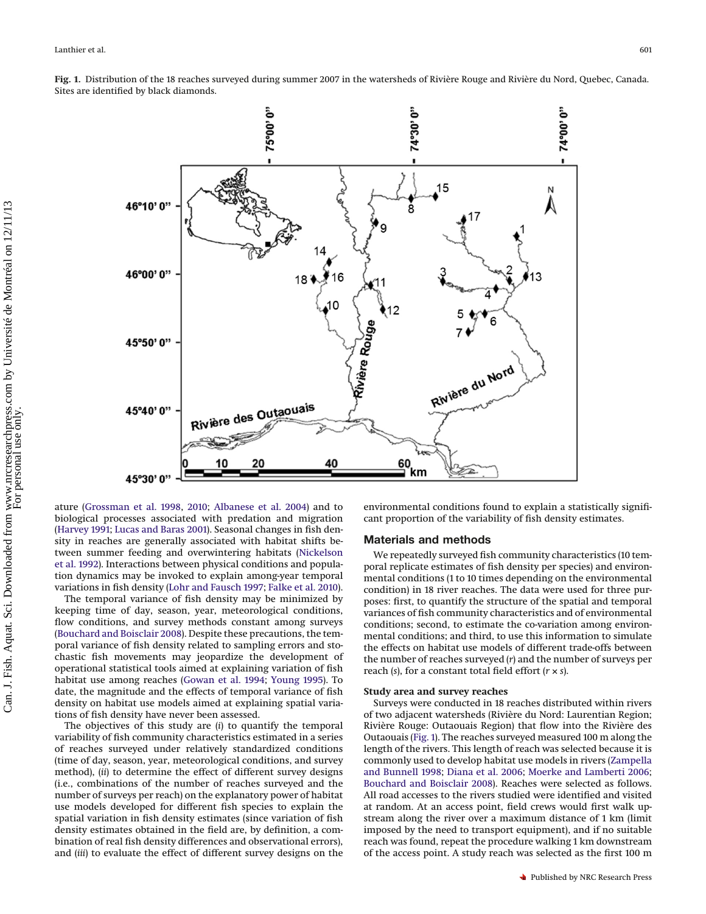**Fig. 1.** Distribution of the 18 reaches surveyed during summer 2007 in the watersheds of Rivière Rouge and Rivière du Nord, Quebec, Canada. Sites are identified by black diamonds.

ature (Grossman et al. 1998, 2010; Albanese et al. 2004) and to biological processes associated with predation and migration (Harvey 1991; Lucas and Baras 2001). Seasonal changes in fish density in reaches are generally associated with habitat shifts between summer feeding and overwintering habitats (Nickelson et al. 1992). Interactions between physical conditions and population dynamics may be invoked to explain among-year temporal variations in fish density (Lohr and Fausch 1997; Falke et al. 2010).

The temporal variance of fish density may be minimized by keeping time of day, season, year, meteorological conditions, flow conditions, and survey methods constant among surveys (Bouchard and Boisclair 2008). Despite these precautions, the temporal variance of fish density related to sampling errors and stochastic fish movements may jeopardize the development of operational statistical tools aimed at explaining variation of fish habitat use among reaches (Gowan et al. 1994; Young 1995). To date, the magnitude and the effects of temporal variance of fish density on habitat use models aimed at explaining spatial variations of fish density have never been assessed.

The objectives of this study are (*i*) to quantify the temporal variability of fish community characteristics estimated in a series of reaches surveyed under relatively standardized conditions (time of day, season, year, meteorological conditions, and survey method), (*ii*) to determine the effect of different survey designs (i.e., combinations of the number of reaches surveyed and the number of surveys per reach) on the explanatory power of habitat use models developed for different fish species to explain the spatial variation in fish density estimates (since variation of fish density estimates obtained in the field are, by definition, a combination of real fish density differences and observational errors), and (*iii*) to evaluate the effect of different survey designs on the environmental conditions found to explain a statistically significant proportion of the variability of fish density estimates.

## Materials and methods

We repeatedly surveyed fish community characteristics (10 temporal replicate estimates of fish density per species) and environmental conditions (1 to 10 times depending on the environmental condition) in 18 river reaches. The data were used for three purposes: first, to quantify the structure of the spatial and temporal variances of fish community characteristics and of environmental conditions; second, to estimate the co-variation among environmental conditions; and third, to use this information to simulate the effects on habitat use models of different trade-offs between the number of reaches surveyed ($r$) and the number of surveys per reach ($s$), for a constant total field effort ($r \times s$).

### Study area and survey reaches

Surveys were conducted in 18 reaches distributed within rivers of two adjacent watersheds (Rivière du Nord: Laurentian Region; Rivière Rouge: Outaouais Region) that flow into the Rivière des Outaouais (Fig. 1). The reaches surveyed measured 100 m along the length of the rivers. This length of reach was selected because it is commonly used to develop habitat use models in rivers (Zampella and Bunnell 1998; Diana et al. 2006; Moerke and Lamberti 2006; Bouchard and Boisclair 2008). Reaches were selected as follows. All road accesses to the rivers studied were identified and visited at random. At an access point, field crews would first walk upstream along the river over a maximum distance of 1 km (limit imposed by the need to transport equipment), and if no suitable reach was found, repeat the procedure walking 1 km downstream of the access point. A study reach was selected as the first 100 m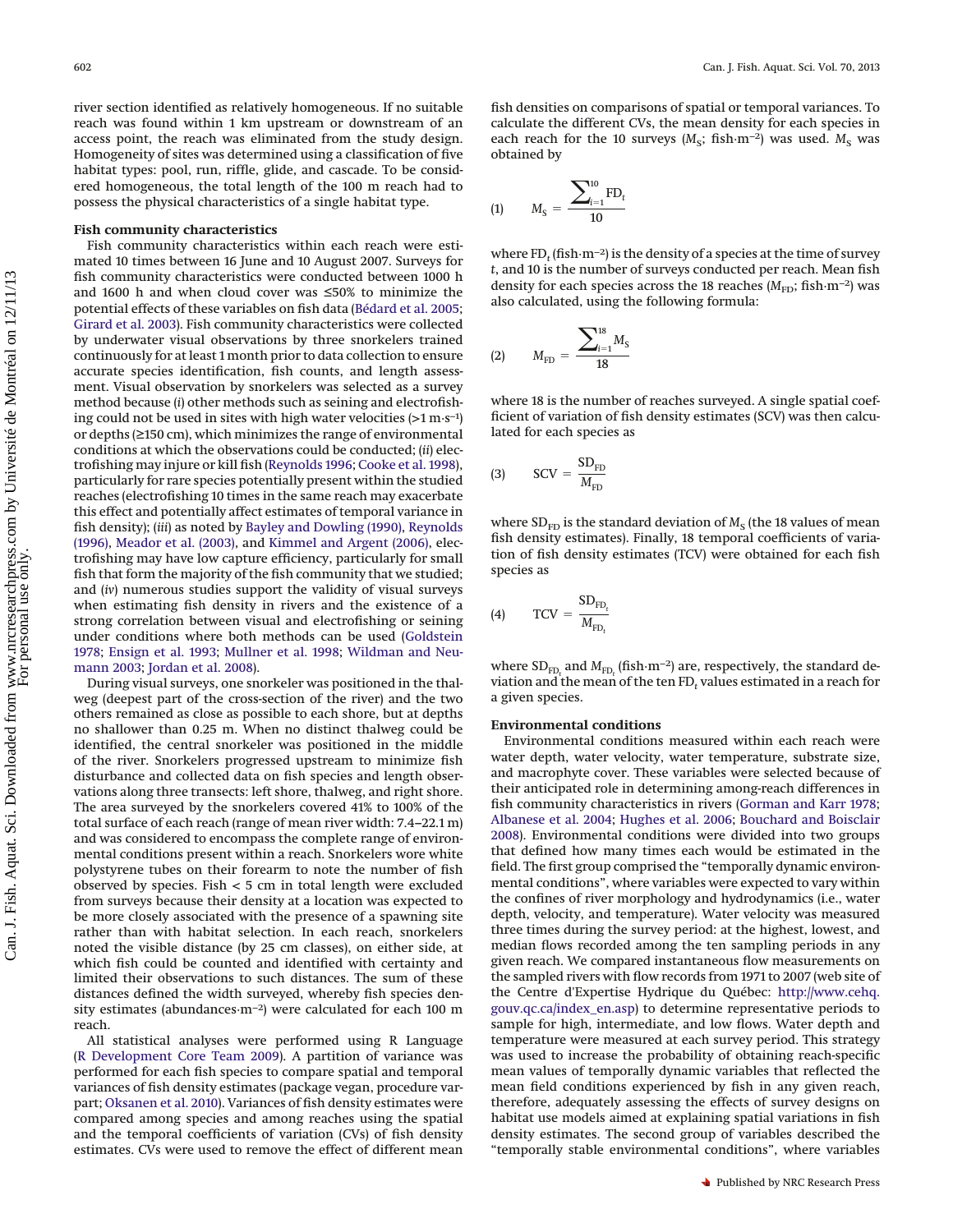river section identified as relatively homogeneous. If no suitable reach was found within 1 km upstream or downstream of an access point, the reach was eliminated from the study design. Homogeneity of sites was determined using a classification of five habitat types: pool, run, riffle, glide, and cascade. To be considered homogeneous, the total length of the 100 m reach had to possess the physical characteristics of a single habitat type.

### Fish community characteristics

Fish community characteristics within each reach were estimated 10 times between 16 June and 10 August 2007. Surveys for fish community characteristics were conducted between 1000 h and 1600 h and when cloud cover was ≤50% to minimize the potential effects of these variables on fish data (Bédard et al. 2005; Girard et al. 2003). Fish community characteristics were collected by underwater visual observations by three snorkelers trained continuously for at least 1 month prior to data collection to ensure accurate species identification, fish counts, and length assessment. Visual observation by snorkelers was selected as a survey method because (*i*) other methods such as seining and electrofishing could not be used in sites with high water velocities (>1 m·s$^{-1}$) or depths (≥150 cm), which minimizes the range of environmental conditions at which the observations could be conducted; (*ii*) electrofishing may injure or kill fish (Reynolds 1996; Cooke et al. 1998), particularly for rare species potentially present within the studied reaches (electrofishing 10 times in the same reach may exacerbate this effect and potentially affect estimates of temporal variance in fish density); (*iii*) as noted by Bayley and Dowling (1990), Reynolds (1996), Meador et al. (2003), and Kimmel and Argent (2006), electrofishing may have low capture efficiency, particularly for small fish that form the majority of the fish community that we studied; and (*iv*) numerous studies support the validity of visual surveys when estimating fish density in rivers and the existence of a strong correlation between visual and electrofishing or seining under conditions where both methods can be used (Goldstein 1978; Ensign et al. 1993; Mullner et al. 1998; Wildman and Neumann 2003; Jordan et al. 2008).

During visual surveys, one snorkeler was positioned in the thalweg (deepest part of the cross-section of the river) and the two others remained as close as possible to each shore, but at depths no shallower than 0.25 m. When no distinct thalweg could be identified, the central snorkeler was positioned in the middle of the river. Snorkelers progressed upstream to minimize fish disturbance and collected data on fish species and length observations along three transects: left shore, thalweg, and right shore. The area surveyed by the snorkelers covered 41% to 100% of the total surface of each reach (range of mean river width: 7.4–22.1 m) and was considered to encompass the complete range of environmental conditions present within a reach. Snorkelers wore white polystyrene tubes on their forearm to note the number of fish observed by species. Fish < 5 cm in total length were excluded from surveys because their density at a location was expected to be more closely associated with the presence of a spawning site rather than with habitat selection. In each reach, snorkelers noted the visible distance (by 25 cm classes), on either side, at which fish could be counted and identified with certainty and limited their observations to such distances. The sum of these distances defined the width surveyed, whereby fish species density estimates (abundances·m$^{-2}$) were calculated for each 100 m reach.

All statistical analyses were performed using R Language (R Development Core Team 2009). A partition of variance was performed for each fish species to compare spatial and temporal variances of fish density estimates (package vegan, procedure varpart; Oksanen et al. 2010). Variances of fish density estimates were compared among species and among reaches using the spatial and the temporal coefficients of variation (CVs) of fish density estimates. CVs were used to remove the effect of different mean fish densities on comparisons of spatial or temporal variances. To calculate the different CVs, the mean density for each species in each reach for the 10 surveys ($M_S$; fish·m$^{-2}$) was used. $M_S$ was obtained by

$$(1)\qquad M_S = \frac{\sum_{i=1}^{10} FD_t}{10}$$

where $FD_t$ (fish·m$^{-2}$) is the density of a species at the time of survey *t*, and 10 is the number of surveys conducted per reach. Mean fish density for each species across the 18 reaches ($M_{FD}$; fish·m$^{-2}$) was also calculated, using the following formula:

$$(2)\qquad M_{FD} = \frac{\sum_{i=1}^{18} M_S}{18}$$

where 18 is the number of reaches surveyed. A single spatial coefficient of variation of fish density estimates (SCV) was then calculated for each species as

$$(3)\qquad SCV = \frac{SD_{FD}}{M_{FD}}$$

where $SD_{FD}$ is the standard deviation of $M_S$ (the 18 values of mean fish density estimates). Finally, 18 temporal coefficients of variation of fish density estimates (TCV) were obtained for each fish species as

$$(4)\qquad TCV = \frac{SD_{FD_t}}{M_{FD_t}}$$

where $SD_{FD_t}$ and $M_{FD_t}$ (fish·m$^{-2}$) are, respectively, the standard deviation and the mean of the ten $FD_t$ values estimated in a reach for a given species.

### Environmental conditions

Environmental conditions measured within each reach were water depth, water velocity, water temperature, substrate size, and macrophyte cover. These variables were selected because of their anticipated role in determining among-reach differences in fish community characteristics in rivers (Gorman and Karr 1978; Albanese et al. 2004; Hughes et al. 2006; Bouchard and Boisclair 2008). Environmental conditions were divided into two groups that defined how many times each would be estimated in the field. The first group comprised the "temporally dynamic environmental conditions", where variables were expected to vary within the confines of river morphology and hydrodynamics (i.e., water depth, velocity, and temperature). Water velocity was measured three times during the survey period: at the highest, lowest, and median flows recorded among the ten sampling periods in any given reach. We compared instantaneous flow measurements on the sampled rivers with flow records from 1971 to 2007 (web site of the Centre d'Expertise Hydrique du Québec: http://www.cehq.gouv.qc.ca/index_en.asp) to determine representative periods to sample for high, intermediate, and low flows. Water depth and temperature were measured at each survey period. This strategy was used to increase the probability of obtaining reach-specific mean values of temporally dynamic variables that reflected the mean field conditions experienced by fish in any given reach, therefore, adequately assessing the effects of survey designs on habitat use models aimed at explaining spatial variations in fish density estimates. The second group of variables described the "temporally stable environmental conditions", where variables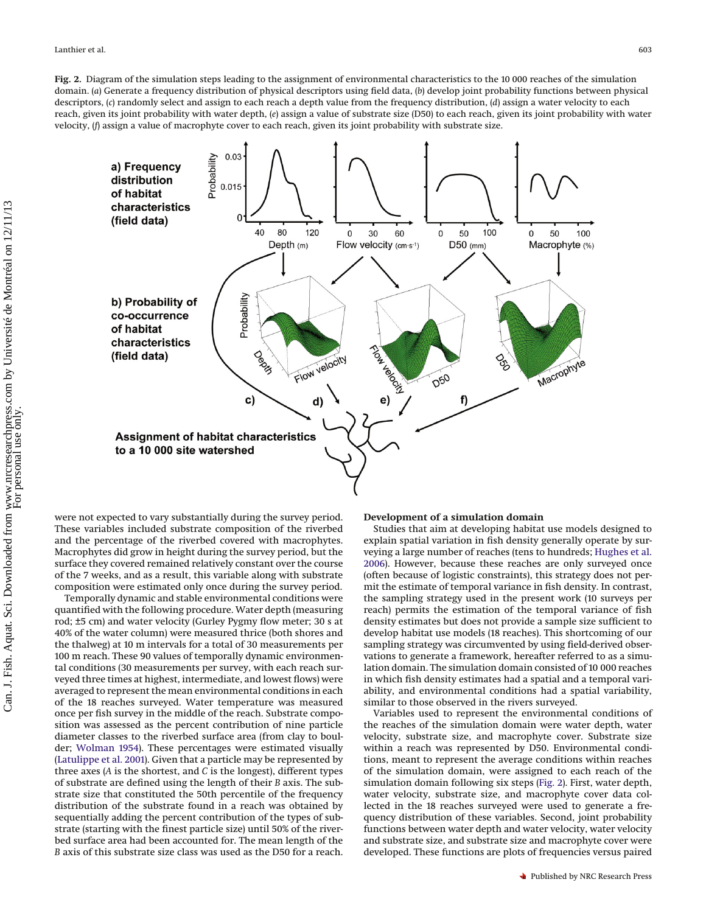**Fig. 2.** Diagram of the simulation steps leading to the assignment of environmental characteristics to the 10 000 reaches of the simulation domain. (*a*) Generate a frequency distribution of physical descriptors using field data, (*b*) develop joint probability functions between physical descriptors, (*c*) randomly select and assign to each reach a depth value from the frequency distribution, (*d*) assign a water velocity to each reach, given its joint probability with water depth, (*e*) assign a value of substrate size (D50) to each reach, given its joint probability with water velocity, (*f*) assign a value of macrophyte cover to each reach, given its joint probability with substrate size.

were not expected to vary substantially during the survey period. These variables included substrate composition of the riverbed and the percentage of the riverbed covered with macrophytes. Macrophytes did grow in height during the survey period, but the surface they covered remained relatively constant over the course of the 7 weeks, and as a result, this variable along with substrate composition were estimated only once during the survey period.

Temporally dynamic and stable environmental conditions were quantified with the following procedure. Water depth (measuring rod; ±5 cm) and water velocity (Gurley Pygmy flow meter; 30 s at 40% of the water column) were measured thrice (both shores and the thalweg) at 10 m intervals for a total of 30 measurements per 100 m reach. These 90 values of temporally dynamic environmental conditions (30 measurements per survey, with each reach surveyed three times at highest, intermediate, and lowest flows) were averaged to represent the mean environmental conditions in each of the 18 reaches surveyed. Water temperature was measured once per fish survey in the middle of the reach. Substrate composition was assessed as the percent contribution of nine particle diameter classes to the riverbed surface area (from clay to boulder; Wolman 1954). These percentages were estimated visually (Latulippe et al. 2001). Given that a particle may be represented by three axes (*A* is the shortest, and *C* is the longest), different types of substrate are defined using the length of their *B* axis. The substrate size that constituted the 50th percentile of the frequency distribution of the substrate found in a reach was obtained by sequentially adding the percent contribution of the types of substrate (starting with the finest particle size) until 50% of the riverbed surface area had been accounted for. The mean length of the *B* axis of this substrate size class was used as the D50 for a reach.

### Development of a simulation domain

Studies that aim at developing habitat use models designed to explain spatial variation in fish density generally operate by surveying a large number of reaches (tens to hundreds; Hughes et al. 2006). However, because these reaches are only surveyed once (often because of logistic constraints), this strategy does not permit the estimate of temporal variance in fish density. In contrast, the sampling strategy used in the present work (10 surveys per reach) permits the estimation of the temporal variance of fish density estimates but does not provide a sample size sufficient to develop habitat use models (18 reaches). This shortcoming of our sampling strategy was circumvented by using field-derived observations to generate a framework, hereafter referred to as a simulation domain. The simulation domain consisted of 10 000 reaches in which fish density estimates had a spatial and a temporal variability, and environmental conditions had a spatial variability, similar to those observed in the rivers surveyed.

Variables used to represent the environmental conditions of the reaches of the simulation domain were water depth, water velocity, substrate size, and macrophyte cover. Substrate size within a reach was represented by D50. Environmental conditions, meant to represent the average conditions within reaches of the simulation domain, were assigned to each reach of the simulation domain following six steps (Fig. 2). First, water depth, water velocity, substrate size, and macrophyte cover data collected in the 18 reaches surveyed were used to generate a frequency distribution of these variables. Second, joint probability functions between water depth and water velocity, water velocity and substrate size, and substrate size and macrophyte cover were developed. These functions are plots of frequencies versus paired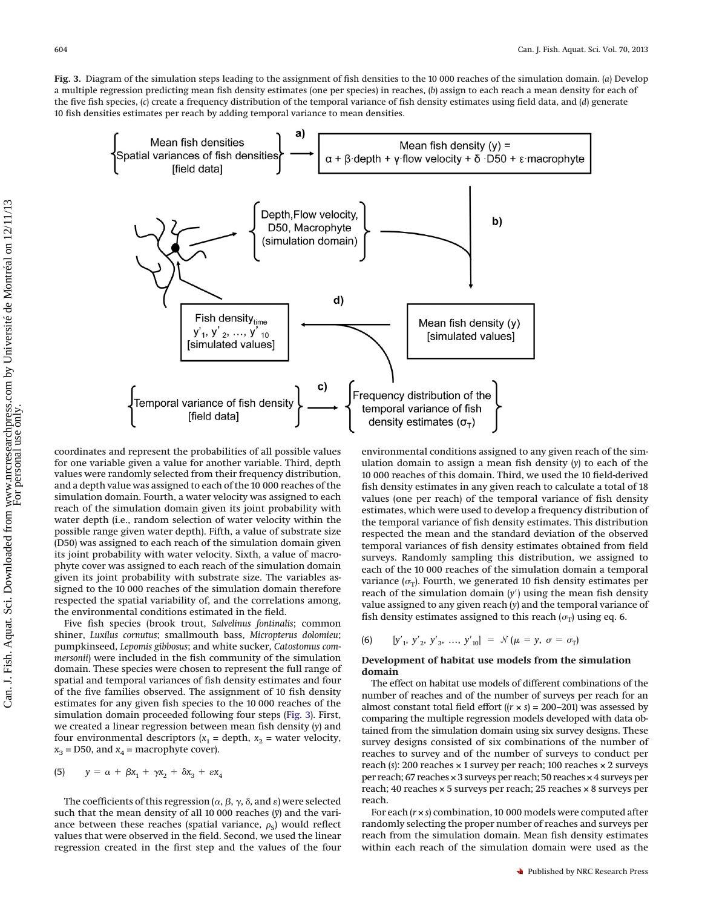**Fig. 3.** Diagram of the simulation steps leading to the assignment of fish densities to the 10 000 reaches of the simulation domain. (*a*) Develop a multiple regression predicting mean fish density estimates (one per species) in reaches, (*b*) assign to each reach a mean density for each of the five fish species, (*c*) create a frequency distribution of the temporal variance of fish density estimates using field data, and (*d*) generate 10 fish densities estimates per reach by adding temporal variance to mean densities.

coordinates and represent the probabilities of all possible values for one variable given a value for another variable. Third, depth values were randomly selected from their frequency distribution, and a depth value was assigned to each of the 10 000 reaches of the simulation domain. Fourth, a water velocity was assigned to each reach of the simulation domain given its joint probability with water depth (i.e., random selection of water velocity within the possible range given water depth). Fifth, a value of substrate size (D50) was assigned to each reach of the simulation domain given its joint probability with water velocity. Sixth, a value of macrophyte cover was assigned to each reach of the simulation domain given its joint probability with substrate size. The variables assigned to the 10 000 reaches of the simulation domain therefore respected the spatial variability of, and the correlations among, the environmental conditions estimated in the field.

Five fish species (brook trout, *Salvelinus fontinalis*; common shiner, *Luxilus cornutus*; smallmouth bass, *Micropterus dolomieu*; pumpkinseed, *Lepomis gibbosus*; and white sucker, *Catostomus commersonii*) were included in the fish community of the simulation domain. These species were chosen to represent the full range of spatial and temporal variances of fish density estimates and four of the five families observed. The assignment of 10 fish density estimates for any given fish species to the 10 000 reaches of the simulation domain proceeded following four steps (Fig. 3). First, we created a linear regression between mean fish density ($y$) and four environmental descriptors ($x_1$ = depth, $x_2$ = water velocity, $x_3$ = D50, and $x_4$ = macrophyte cover).

$$(5) \qquad y = \alpha + \beta x_1 + \gamma x_2 + \delta x_3 + \varepsilon x_4$$

The coefficients of this regression ($\alpha$, $\beta$, $\gamma$, $\delta$, and $\varepsilon$) were selected such that the mean density of all 10 000 reaches ($\bar{y}$) and the variance between these reaches (spatial variance, $\rho_S$) would reflect values that were observed in the field. Second, we used the linear regression created in the first step and the values of the four environmental conditions assigned to any given reach of the simulation domain to assign a mean fish density ($y$) to each of the 10 000 reaches of this domain. Third, we used the 10 field-derived fish density estimates in any given reach to calculate a total of 18 values (one per reach) of the temporal variance of fish density estimates, which were used to develop a frequency distribution of the temporal variance of fish density estimates. This distribution respected the mean and the standard deviation of the observed temporal variances of fish density estimates obtained from field surveys. Randomly sampling this distribution, we assigned to each of the 10 000 reaches of the simulation domain a temporal variance ($\sigma_T$). Fourth, we generated 10 fish density estimates per reach of the simulation domain ($y'$) using the mean fish density value assigned to any given reach ($y$) and the temporal variance of fish density estimates assigned to this reach ($\sigma_T$) using eq. 6.

$$(6) \qquad [y'_1, y'_2, y'_3, \ldots, y'_{10}] = \mathcal{N}(\mu = y, \sigma = \sigma_T)$$

### Development of habitat use models from the simulation domain

The effect on habitat use models of different combinations of the number of reaches and of the number of surveys per reach for an almost constant total field effort (($r \times s$) = 200–201) was assessed by comparing the multiple regression models developed with data obtained from the simulation domain using six survey designs. These survey designs consisted of six combinations of the number of reaches to survey and of the number of surveys to conduct per reach ($s$): 200 reaches × 1 survey per reach; 100 reaches × 2 surveys per reach; 67 reaches × 3 surveys per reach; 50 reaches × 4 surveys per reach; 40 reaches × 5 surveys per reach; 25 reaches × 8 surveys per reach.

For each ($r \times s$) combination, 10 000 models were computed after randomly selecting the proper number of reaches and surveys per reach from the simulation domain. Mean fish density estimates within each reach of the simulation domain were used as the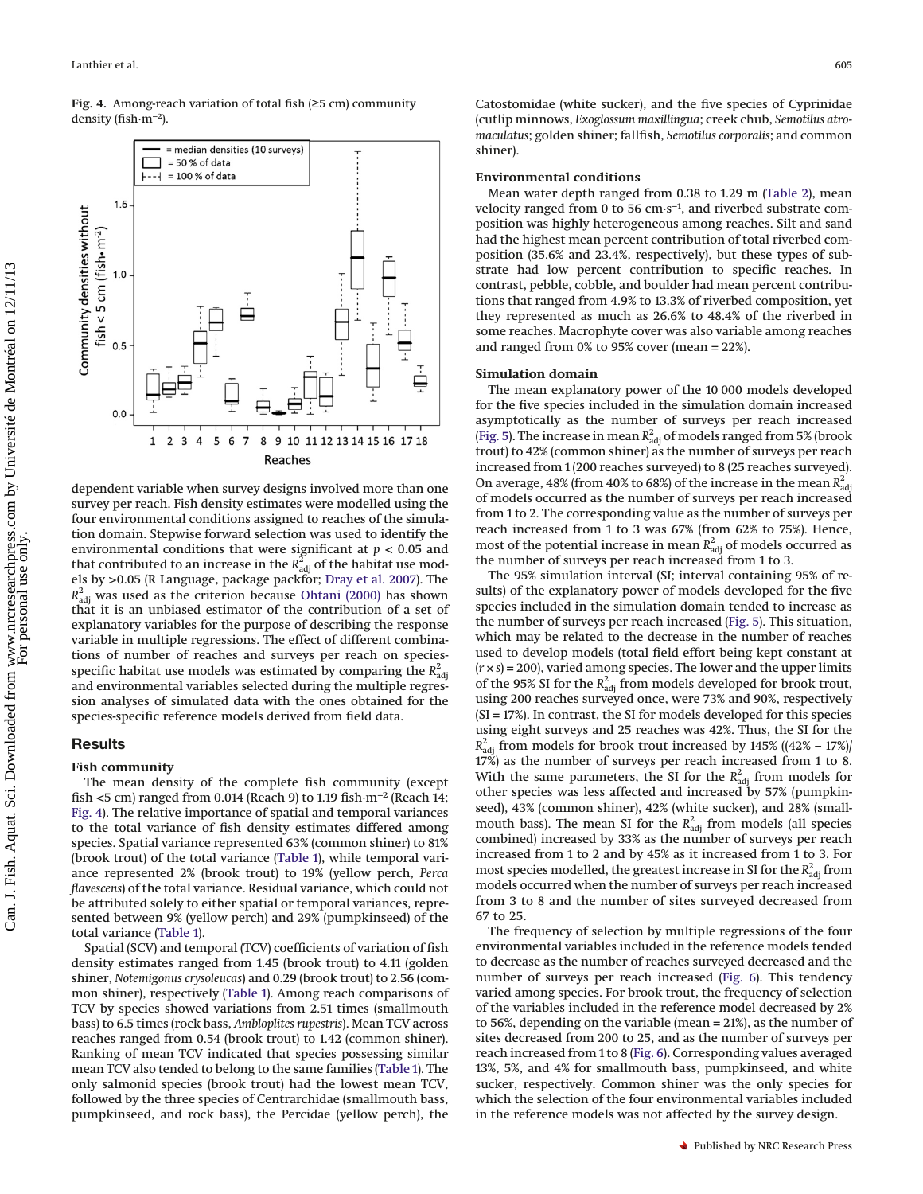**Fig. 4.** Among-reach variation of total fish (≥5 cm) community density (fish·m$^{-2}$).

dependent variable when survey designs involved more than one survey per reach. Fish density estimates were modelled using the four environmental conditions assigned to reaches of the simulation domain. Stepwise forward selection was used to identify the environmental conditions that were significant at $p < 0.05$ and that contributed to an increase in the $R^2_{adj}$ of the habitat use models by >0.05 (R Language, package packfor; Dray et al. 2007). The $R^2_{adj}$ was used as the criterion because Ohtani (2000) has shown that it is an unbiased estimator of the contribution of a set of explanatory variables for the purpose of describing the response variable in multiple regressions. The effect of different combinations of number of reaches and surveys per reach on species-specific habitat use models was estimated by comparing the $R^2_{adj}$ and environmental variables selected during the multiple regression analyses of simulated data with the ones obtained for the species-specific reference models derived from field data.

## Results

### Fish community

The mean density of the complete fish community (except fish <5 cm) ranged from 0.014 (Reach 9) to 1.19 fish·m$^{-2}$ (Reach 14; Fig. 4). The relative importance of spatial and temporal variances to the total variance of fish density estimates differed among species. Spatial variance represented 63% (common shiner) to 81% (brook trout) of the total variance (Table 1), while temporal variance represented 2% (brook trout) to 19% (yellow perch, *Perca flavescens*) of the total variance. Residual variance, which could not be attributed solely to either spatial or temporal variances, represented between 9% (yellow perch) and 29% (pumpkinseed) of the total variance (Table 1).

Spatial (SCV) and temporal (TCV) coefficients of variation of fish density estimates ranged from 1.45 (brook trout) to 4.11 (golden shiner, *Notemigonus crysoleucas*) and 0.29 (brook trout) to 2.56 (common shiner), respectively (Table 1). Among reach comparisons of TCV by species showed variations from 2.51 times (smallmouth bass) to 6.5 times (rock bass, *Ambloplites rupestris*). Mean TCV across reaches ranged from 0.54 (brook trout) to 1.42 (common shiner). Ranking of mean TCV indicated that species possessing similar mean TCV also tended to belong to the same families (Table 1). The only salmonid species (brook trout) had the lowest mean TCV, followed by the three species of Centrarchidae (smallmouth bass, pumpkinseed, and rock bass), the Percidae (yellow perch), the Catostomidae (white sucker), and the five species of Cyprinidae (cutlip minnows, *Exoglossum maxillingua*; creek chub, *Semotilus atromaculatus*; golden shiner; fallfish, *Semotilus corporalis*; and common shiner).

### Environmental conditions

Mean water depth ranged from 0.38 to 1.29 m (Table 2), mean velocity ranged from 0 to 56 cm·s$^{-1}$, and riverbed substrate composition was highly heterogeneous among reaches. Silt and sand had the highest mean percent contribution of total riverbed composition (35.6% and 23.4%, respectively), but these types of substrate had low percent contribution to specific reaches. In contrast, pebble, cobble, and boulder had mean percent contributions that ranged from 4.9% to 13.3% of riverbed composition, yet they represented as much as 26.6% to 48.4% of the riverbed in some reaches. Macrophyte cover was also variable among reaches and ranged from 0% to 95% cover (mean = 22%).

### Simulation domain

The mean explanatory power of the 10 000 models developed for the five species included in the simulation domain increased asymptotically as the number of surveys per reach increased (Fig. 5). The increase in mean $R^2_{adj}$ of models ranged from 5% (brook trout) to 42% (common shiner) as the number of surveys per reach increased from 1 (200 reaches surveyed) to 8 (25 reaches surveyed). On average, 48% (from 40% to 68%) of the increase in the mean $R^2_{adj}$ of models occurred as the number of surveys per reach increased from 1 to 2. The corresponding value as the number of surveys per reach increased from 1 to 3 was 67% (from 62% to 75%). Hence, most of the potential increase in mean $R^2_{adj}$ of models occurred as the number of surveys per reach increased from 1 to 3.

The 95% simulation interval (SI; interval containing 95% of results) of the explanatory power of models developed for the five species included in the simulation domain tended to increase as the number of surveys per reach increased (Fig. 5). This situation, which may be related to the decrease in the number of reaches used to develop models (total field effort being kept constant at $(r \times s) = 200$), varied among species. The lower and the upper limits of the 95% SI for the $R^2_{adj}$ from models developed for brook trout, using 200 reaches surveyed once, were 73% and 90%, respectively (SI = 17%). In contrast, the SI for models developed for this species using eight surveys and 25 reaches was 42%. Thus, the SI for the $R^2_{adj}$ from models for brook trout increased by 145% ((42% – 17%)/17%) as the number of surveys per reach increased from 1 to 8. With the same parameters, the SI for the $R^2_{adj}$ from models for other species was less affected and increased by 57% (pumpkinseed), 43% (common shiner), 42% (white sucker), and 28% (smallmouth bass). The mean SI for the $R^2_{adj}$ from models (all species combined) increased by 33% as the number of surveys per reach increased from 1 to 2 and by 45% as it increased from 1 to 3. For most species modelled, the greatest increase in SI for the $R^2_{adj}$ from models occurred when the number of surveys per reach increased from 3 to 8 and the number of sites surveyed decreased from 67 to 25.

The frequency of selection by multiple regressions of the four environmental variables included in the reference models tended to decrease as the number of reaches surveyed decreased and the number of surveys per reach increased (Fig. 6). This tendency varied among species. For brook trout, the frequency of selection of the variables included in the reference model decreased by 2% to 56%, depending on the variable (mean = 21%), as the number of sites decreased from 200 to 25, and as the number of surveys per reach increased from 1 to 8 (Fig. 6). Corresponding values averaged 13%, 5%, and 4% for smallmouth bass, pumpkinseed, and white sucker, respectively. Common shiner was the only species for which the selection of the four environmental variables included in the reference models was not affected by the survey design.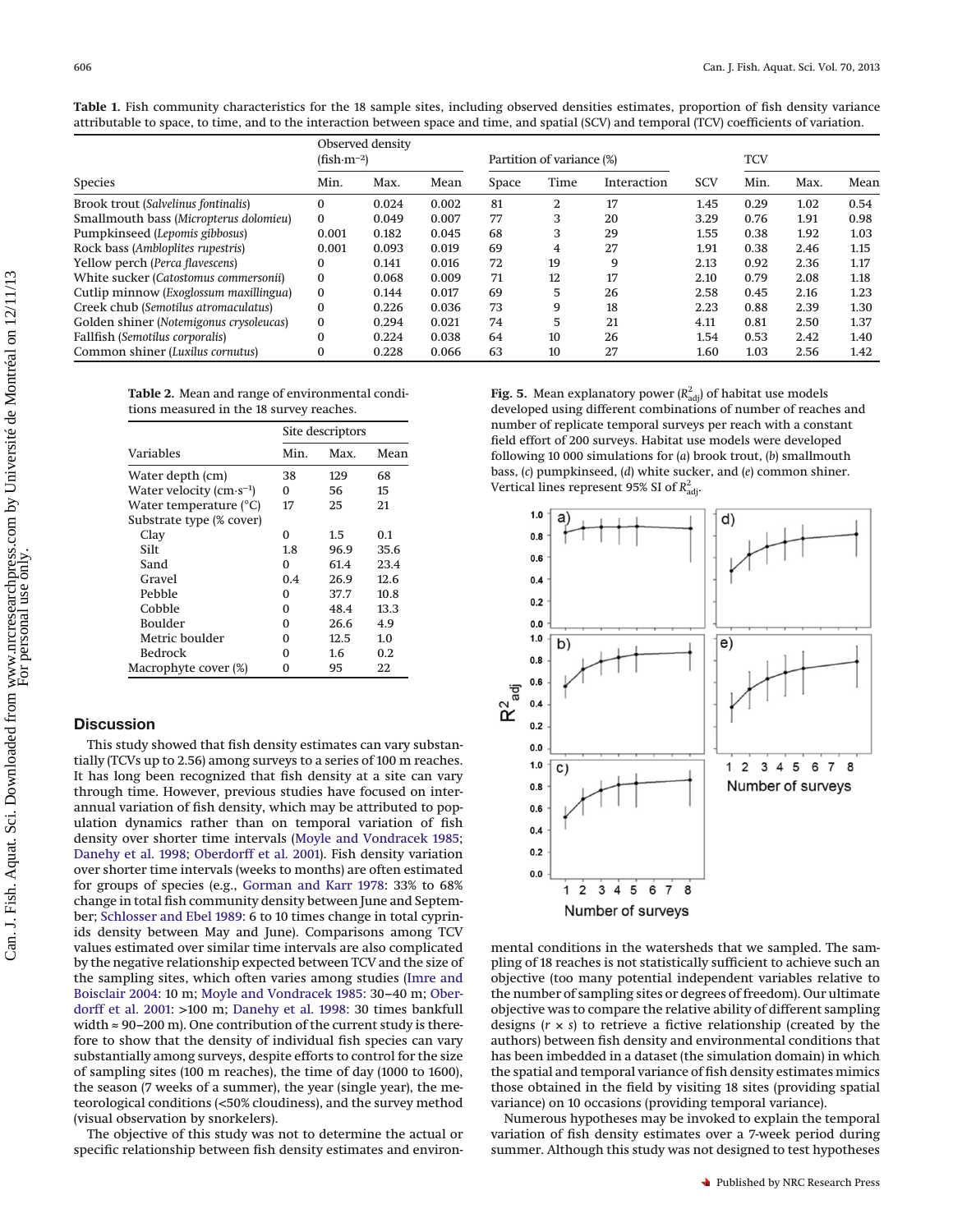**Table 1.** Fish community characteristics for the 18 sample sites, including observed densities estimates, proportion of fish density variance attributable to space, to time, and to the interaction between space and time, and spatial (SCV) and temporal (TCV) coefficients of variation.

| Species | Observed density (fish·m$^{-2}$) | | | Partition of variance (%) | | | SCV | TCV | | |
|---|---|---|---|---|---|---|---|---|---|---|
| | Min. | Max. | Mean | Space | Time | Interaction | | Min. | Max. | Mean |
| Brook trout (*Salvelinus fontinalis*) | 0 | 0.024 | 0.002 | 81 | 2 | 17 | 1.45 | 0.29 | 1.02 | 0.54 |
| Smallmouth bass (*Micropterus dolomieu*) | 0 | 0.049 | 0.007 | 77 | 3 | 20 | 3.29 | 0.76 | 1.91 | 0.98 |
| Pumpkinseed (*Lepomis gibbosus*) | 0.001 | 0.182 | 0.045 | 68 | 3 | 29 | 1.55 | 0.38 | 1.92 | 1.03 |
| Rock bass (*Ambloplites rupestris*) | 0.001 | 0.093 | 0.019 | 69 | 4 | 27 | 1.91 | 0.38 | 2.46 | 1.15 |
| Yellow perch (*Perca flavescens*) | 0 | 0.141 | 0.016 | 72 | 19 | 9 | 2.13 | 0.92 | 2.36 | 1.17 |
| White sucker (*Catostomus commersonii*) | 0 | 0.068 | 0.009 | 71 | 12 | 17 | 2.10 | 0.79 | 2.08 | 1.18 |
| Cutlip minnow (*Exoglossum maxillingua*) | 0 | 0.144 | 0.017 | 69 | 5 | 26 | 2.58 | 0.45 | 2.16 | 1.23 |
| Creek chub (*Semotilus atromaculatus*) | 0 | 0.226 | 0.036 | 73 | 9 | 18 | 2.23 | 0.88 | 2.39 | 1.30 |
| Golden shiner (*Notemigonus crysoleucas*) | 0 | 0.294 | 0.021 | 74 | 5 | 21 | 4.11 | 0.81 | 2.50 | 1.37 |
| Fallfish (*Semotilus corporalis*) | 0 | 0.224 | 0.038 | 64 | 10 | 26 | 1.54 | 0.53 | 2.42 | 1.40 |
| Common shiner (*Luxilus cornutus*) | 0 | 0.228 | 0.066 | 63 | 10 | 27 | 1.60 | 1.03 | 2.56 | 1.42 |

**Table 2.** Mean and range of environmental conditions measured in the 18 survey reaches.

| Variables | Site descriptors | | |
|---|---|---|---|
| | Min. | Max. | Mean |
| Water depth (cm) | 38 | 129 | 68 |
| Water velocity (cm·s$^{-1}$) | 0 | 56 | 15 |
| Water temperature (°C) | 17 | 25 | 21 |
| Substrate type (% cover) | | | |
| Clay | 0 | 1.5 | 0.1 |
| Silt | 1.8 | 96.9 | 35.6 |
| Sand | 0 | 61.4 | 23.4 |
| Gravel | 0.4 | 26.9 | 12.6 |
| Pebble | 0 | 37.7 | 10.8 |
| Cobble | 0 | 48.4 | 13.3 |
| Boulder | 0 | 26.6 | 4.9 |
| Metric boulder | 0 | 12.5 | 1.0 |
| Bedrock | 0 | 1.6 | 0.2 |
| Macrophyte cover (%) | 0 | 95 | 22 |

**Fig. 5.** Mean explanatory power ($R^2_{adj}$) of habitat use models developed using different combinations of number of reaches and number of replicate temporal surveys per reach with a constant field effort of 200 surveys. Habitat use models were developed following 10 000 simulations for (*a*) brook trout, (*b*) smallmouth bass, (*c*) pumpkinseed, (*d*) white sucker, and (*e*) common shiner. Vertical lines represent 95% SI of $R^2_{adj}$.

## Discussion

This study showed that fish density estimates can vary substantially (TCVs up to 2.56) among surveys to a series of 100 m reaches. It has long been recognized that fish density at a site can vary through time. However, previous studies have focused on interannual variation of fish density, which may be attributed to population dynamics rather than on temporal variation of fish density over shorter time intervals (Moyle and Vondracek 1985; Danehy et al. 1998; Oberdorff et al. 2001). Fish density variation over shorter time intervals (weeks to months) are often estimated for groups of species (e.g., Gorman and Karr 1978: 33% to 68% change in total fish community density between June and September; Schlosser and Ebel 1989: 6 to 10 times change in total cyprinids density between May and June). Comparisons among TCV values estimated over similar time intervals are also complicated by the negative relationship expected between TCV and the size of the sampling sites, which often varies among studies (Imre and Boisclair 2004: 10 m; Moyle and Vondracek 1985: 30–40 m; Oberdorff et al. 2001: >100 m; Danehy et al. 1998: 30 times bankfull width ≈ 90–200 m). One contribution of the current study is therefore to show that the density of individual fish species can vary substantially among surveys, despite efforts to control for the size of sampling sites (100 m reaches), the time of day (1000 to 1600), the season (7 weeks of a summer), the year (single year), the meteorological conditions (<50% cloudiness), and the survey method (visual observation by snorkelers).

The objective of this study was not to determine the actual or specific relationship between fish density estimates and environmental conditions in the watersheds that we sampled. The sampling of 18 reaches is not statistically sufficient to achieve such an objective (too many potential independent variables relative to the number of sampling sites or degrees of freedom). Our ultimate objective was to compare the relative ability of different sampling designs ($r \times s$) to retrieve a fictive relationship (created by the authors) between fish density and environmental conditions that has been imbedded in a dataset (the simulation domain) in which the spatial and temporal variance of fish density estimates mimics those obtained in the field by visiting 18 sites (providing spatial variance) on 10 occasions (providing temporal variance).

Numerous hypotheses may be invoked to explain the temporal variation of fish density estimates over a 7-week period during summer. Although this study was not designed to test hypotheses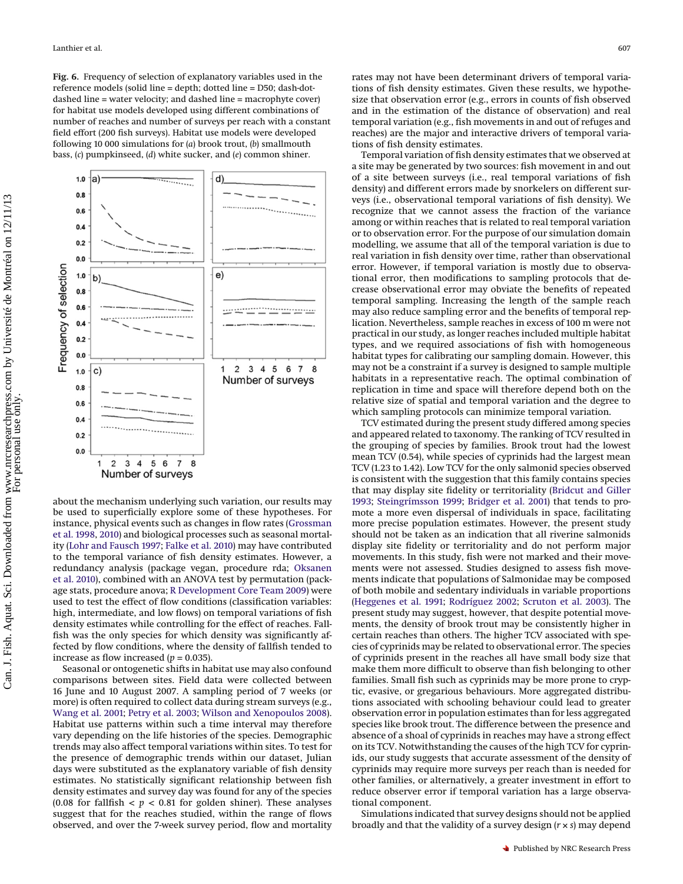**Fig. 6.** Frequency of selection of explanatory variables used in the reference models (solid line = depth; dotted line = D50; dash-dot-dashed line = water velocity; and dashed line = macrophyte cover) for habitat use models developed using different combinations of number of reaches and number of surveys per reach with a constant field effort (200 fish surveys). Habitat use models were developed following 10 000 simulations for (*a*) brook trout, (*b*) smallmouth bass, (*c*) pumpkinseed, (*d*) white sucker, and (*e*) common shiner.

about the mechanism underlying such variation, our results may be used to superficially explore some of these hypotheses. For instance, physical events such as changes in flow rates (Grossman et al. 1998, 2010) and biological processes such as seasonal mortality (Lohr and Fausch 1997; Falke et al. 2010) may have contributed to the temporal variance of fish density estimates. However, a redundancy analysis (package vegan, procedure rda; Oksanen et al. 2010), combined with an ANOVA test by permutation (package stats, procedure anova; R Development Core Team 2009) were used to test the effect of flow conditions (classification variables: high, intermediate, and low flows) on temporal variations of fish density estimates while controlling for the effect of reaches. Fallfish was the only species for which density was significantly affected by flow conditions, where the density of fallfish tended to increase as flow increased ($p = 0.035$).

Seasonal or ontogenetic shifts in habitat use may also confound comparisons between sites. Field data were collected between 16 June and 10 August 2007. A sampling period of 7 weeks (or more) is often required to collect data during stream surveys (e.g., Wang et al. 2001; Petry et al. 2003; Wilson and Xenopoulos 2008). Habitat use patterns within such a time interval may therefore vary depending on the life histories of the species. Demographic trends may also affect temporal variations within sites. To test for the presence of demographic trends within our dataset, Julian days were substituted as the explanatory variable of fish density estimates. No statistically significant relationship between fish density estimates and survey day was found for any of the species ($0.08$ for fallfish $< p < 0.81$ for golden shiner). These analyses suggest that for the reaches studied, within the range of flows observed, and over the 7-week survey period, flow and mortality rates may not have been determinant drivers of temporal variations of fish density estimates. Given these results, we hypothesize that observation error (e.g., errors in counts of fish observed and in the estimation of the distance of observation) and real temporal variation (e.g., fish movements in and out of refuges and reaches) are the major and interactive drivers of temporal variations of fish density estimates.

Temporal variation of fish density estimates that we observed at a site may be generated by two sources: fish movement in and out of a site between surveys (i.e., real temporal variations of fish density) and different errors made by snorkelers on different surveys (i.e., observational temporal variations of fish density). We recognize that we cannot assess the fraction of the variance among or within reaches that is related to real temporal variation or to observation error. For the purpose of our simulation domain modelling, we assume that all of the temporal variation is due to real variation in fish density over time, rather than observational error. However, if temporal variation is mostly due to observational error, then modifications to sampling protocols that decrease observational error may obviate the benefits of repeated temporal sampling. Increasing the length of the sample reach may also reduce sampling error and the benefits of temporal replication. Nevertheless, sample reaches in excess of 100 m were not practical in our study, as longer reaches included multiple habitat types, and we required associations of fish with homogeneous habitat types for calibrating our sampling domain. However, this may not be a constraint if a survey is designed to sample multiple habitats in a representative reach. The optimal combination of replication in time and space will therefore depend both on the relative size of spatial and temporal variation and the degree to which sampling protocols can minimize temporal variation.

TCV estimated during the present study differed among species and appeared related to taxonomy. The ranking of TCV resulted in the grouping of species by families. Brook trout had the lowest mean TCV (0.54), while species of cyprinids had the largest mean TCV (1.23 to 1.42). Low TCV for the only salmonid species observed is consistent with the suggestion that this family contains species that may display site fidelity or territoriality (Bridcut and Giller 1993; Steingrímsson 1999; Bridger et al. 2001) that tends to promote a more even dispersal of individuals in space, facilitating more precise population estimates. However, the present study should not be taken as an indication that all riverine salmonids display site fidelity or territoriality and do not perform major movements. In this study, fish were not marked and their movements were not assessed. Studies designed to assess fish movements indicate that populations of Salmonidae may be composed of both mobile and sedentary individuals in variable proportions (Heggenes et al. 1991; Rodríguez 2002; Scruton et al. 2003). The present study may suggest, however, that despite potential movements, the density of brook trout may be consistently higher in certain reaches than others. The higher TCV associated with species of cyprinids may be related to observational error. The species of cyprinids present in the reaches all have small body size that make them more difficult to observe than fish belonging to other families. Small fish such as cyprinids may be more prone to cryptic, evasive, or gregarious behaviours. More aggregated distributions associated with schooling behaviour could lead to greater observation error in population estimates than for less aggregated species like brook trout. The difference between the presence and absence of a shoal of cyprinids in reaches may have a strong effect on its TCV. Notwithstanding the causes of the high TCV for cyprinids, our study suggests that accurate assessment of the density of cyprinids may require more surveys per reach than is needed for other families, or alternatively, a greater investment in effort to reduce observer error if temporal variation has a large observational component.

Simulations indicated that survey designs should not be applied broadly and that the validity of a survey design ($r \times s$) may depend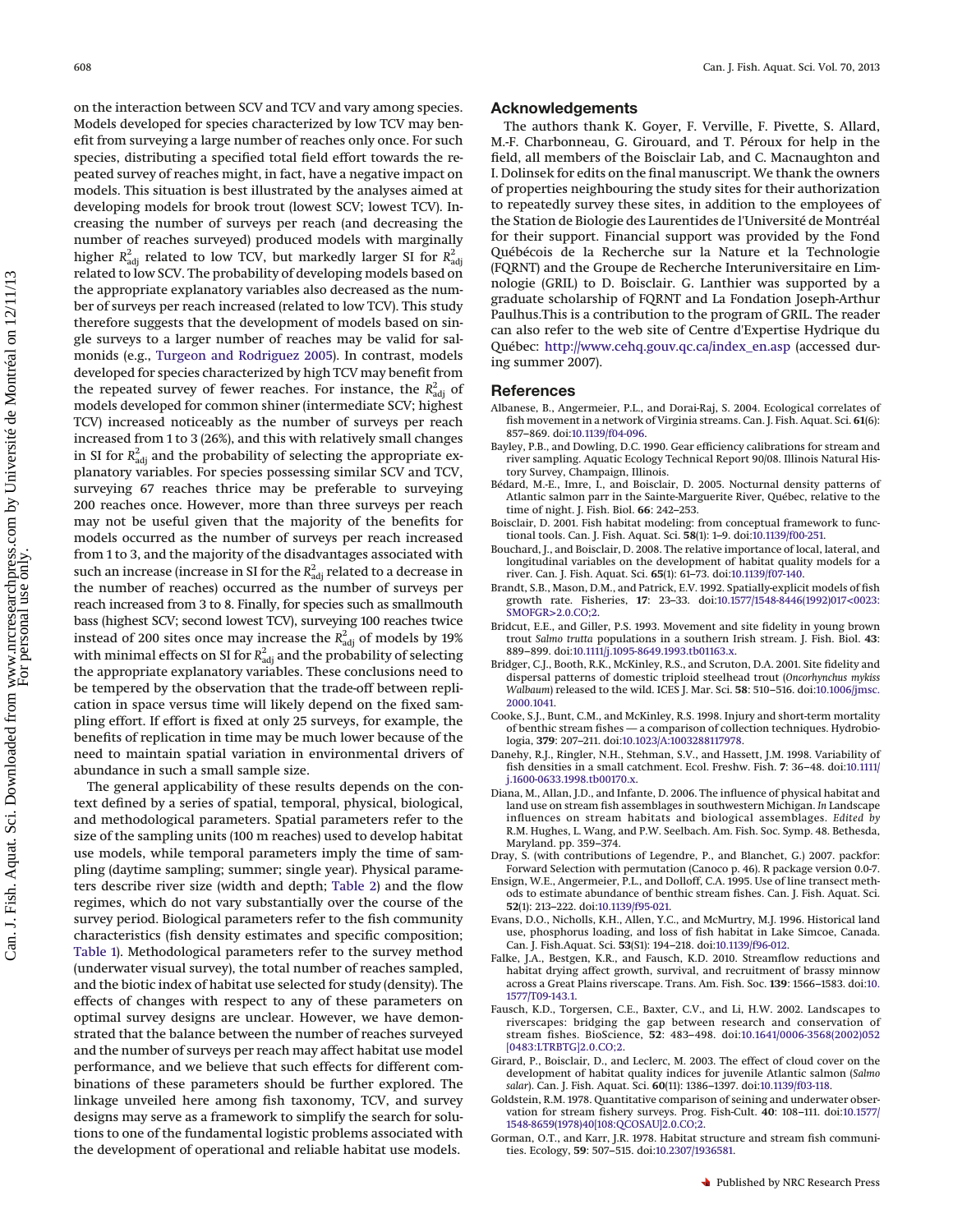on the interaction between SCV and TCV and vary among species. Models developed for species characterized by low TCV may benefit from surveying a large number of reaches only once. For such species, distributing a specified total field effort towards the repeated survey of reaches might, in fact, have a negative impact on models. This situation is best illustrated by the analyses aimed at developing models for brook trout (lowest SCV; lowest TCV). Increasing the number of surveys per reach (and decreasing the number of reaches surveyed) produced models with marginally higher $R^2_{adj}$ related to low TCV, but markedly larger SI for $R^2_{adj}$ related to low SCV. The probability of developing models based on the appropriate explanatory variables also decreased as the number of surveys per reach increased (related to low TCV). This study therefore suggests that the development of models based on single surveys to a larger number of reaches may be valid for salmonids (e.g., Turgeon and Rodriguez 2005). In contrast, models developed for species characterized by high TCV may benefit from the repeated survey of fewer reaches. For instance, the $R^2_{adj}$ of models developed for common shiner (intermediate SCV; highest TCV) increased noticeably as the number of surveys per reach increased from 1 to 3 (26%), and this with relatively small changes in SI for $R^2_{adj}$ and the probability of selecting the appropriate explanatory variables. For species possessing similar SCV and TCV, surveying 67 reaches thrice may be preferable to surveying 200 reaches once. However, more than three surveys per reach may not be useful given that the majority of the benefits for models occurred as the number of surveys per reach increased from 1 to 3, and the majority of the disadvantages associated with such an increase (increase in SI for the $R^2_{adj}$ related to a decrease in the number of reaches) occurred as the number of surveys per reach increased from 3 to 8. Finally, for species such as smallmouth bass (highest SCV; second lowest TCV), surveying 100 reaches twice instead of 200 sites once may increase the $R^2_{adj}$ of models by 19% with minimal effects on SI for $R^2_{adj}$ and the probability of selecting the appropriate explanatory variables. These conclusions need to be tempered by the observation that the trade-off between replication in space versus time will likely depend on the fixed sampling effort. If effort is fixed at only 25 surveys, for example, the benefits of replication in time may be much lower because of the need to maintain spatial variation in environmental drivers of abundance in such a small sample size.

The general applicability of these results depends on the context defined by a series of spatial, temporal, physical, biological, and methodological parameters. Spatial parameters refer to the size of the sampling units (100 m reaches) used to develop habitat use models, while temporal parameters imply the time of sampling (daytime sampling; summer; single year). Physical parameters describe river size (width and depth; Table 2) and the flow regimes, which do not vary substantially over the course of the survey period. Biological parameters refer to the fish community characteristics (fish density estimates and specific composition; Table 1). Methodological parameters refer to the survey method (underwater visual survey), the total number of reaches sampled, and the biotic index of habitat use selected for study (density). The effects of changes with respect to any of these parameters on optimal survey designs are unclear. However, we have demonstrated that the balance between the number of reaches surveyed and the number of surveys per reach may affect habitat use model performance, and we believe that such effects for different combinations of these parameters should be further explored. The linkage unveiled here among fish taxonomy, TCV, and survey designs may serve as a framework to simplify the search for solutions to one of the fundamental logistic problems associated with the development of operational and reliable habitat use models.

## Acknowledgements

The authors thank K. Goyer, F. Verville, F. Pivette, S. Allard, M.-F. Charbonneau, G. Girouard, and T. Péroux for help in the field, all members of the Boisclair Lab, and C. Macnaughton and I. Dolinsek for edits on the final manuscript. We thank the owners of properties neighbouring the study sites for their authorization to repeatedly survey these sites, in addition to the employees of the Station de Biologie des Laurentides de l'Université de Montréal for their support. Financial support was provided by the Fond Québécois de la Recherche sur la Nature et la Technologie (FQRNT) and the Groupe de Recherche Interuniversitaire en Limnologie (GRIL) to D. Boisclair. G. Lanthier was supported by a graduate scholarship of FQRNT and La Fondation Joseph-Arthur Paulhus.This is a contribution to the program of GRIL. The reader can also refer to the web site of Centre d'Expertise Hydrique du Québec: http://www.cehq.gouv.qc.ca/index_en.asp (accessed during summer 2007).

## References

Albanese, B., Angermeier, P.L., and Dorai-Raj, S. 2004. Ecological correlates of fish movement in a network of Virginia streams. Can. J. Fish. Aquat. Sci. **61**(6): 857–869. doi:10.1139/f04-096.

Bayley, P.B., and Dowling, D.C. 1990. Gear efficiency calibrations for stream and river sampling. Aquatic Ecology Technical Report 90/08. Illinois Natural History Survey, Champaign, Illinois.

Bédard, M.-E., Imre, I., and Boisclair, D. 2005. Nocturnal density patterns of Atlantic salmon parr in the Sainte-Marguerite River, Québec, relative to the time of night. J. Fish. Biol. **66**: 242–253.

Boisclair, D. 2001. Fish habitat modeling: from conceptual framework to functional tools. Can. J. Fish. Aquat. Sci. **58**(1): 1–9. doi:10.1139/f00-251.

Bouchard, J., and Boisclair, D. 2008. The relative importance of local, lateral, and longitudinal variables on the development of habitat quality models for a river. Can. J. Fish. Aquat. Sci. **65**(1): 61–73. doi:10.1139/f07-140.

Brandt, S.B., Mason, D.M., and Patrick, E.V. 1992. Spatially-explicit models of fish growth rate. Fisheries, **17**: 23–33. doi:10.1577/1548-8446(1992)017<0023:SMOFGR>2.0.CO;2.

Bridcut, E.E., and Giller, P.S. 1993. Movement and site fidelity in young brown trout *Salmo trutta* populations in a southern Irish stream. J. Fish. Biol. **43**: 889–899. doi:10.1111/j.1095-8649.1993.tb01163.x.

Bridger, C.J., Booth, R.K., McKinley, R.S., and Scruton, D.A. 2001. Site fidelity and dispersal patterns of domestic triploid steelhead trout (*Oncorhynchus mykiss Walbaum*) released to the wild. ICES J. Mar. Sci. **58**: 510–516. doi:10.1006/jmsc.2000.1041.

Cooke, S.J., Bunt, C.M., and McKinley, R.S. 1998. Injury and short-term mortality of benthic stream fishes — a comparison of collection techniques. Hydrobiologia, **379**: 207–211. doi:10.1023/A:1003288117978.

Danehy, R.J., Ringler, N.H., Stehman, S.V., and Hassett, J.M. 1998. Variability of fish densities in a small catchment. Ecol. Freshw. Fish. **7**: 36–48. doi:10.1111/j.1600-0633.1998.tb00170.x.

Diana, M., Allan, J.D., and Infante, D. 2006. The influence of physical habitat and land use on stream fish assemblages in southwestern Michigan. *In* Landscape influences on stream habitats and biological assemblages. *Edited by* R.M. Hughes, L. Wang, and P.W. Seelbach. Am. Fish. Soc. Symp. 48. Bethesda, Maryland. pp. 359–374.

Dray, S. (with contributions of Legendre, P., and Blanchet, G.) 2007. packfor: Forward Selection with permutation (Canoco p. 46). R package version 0.0-7.

Ensign, W.E., Angermeier, P.L., and Dolloff, C.A. 1995. Use of line transect methods to estimate abundance of benthic stream fishes. Can. J. Fish. Aquat. Sci. **52**(1): 213–222. doi:10.1139/f95-021.

Evans, D.O., Nicholls, K.H., Allen, Y.C., and McMurtry, M.J. 1996. Historical land use, phosphorus loading, and loss of fish habitat in Lake Simcoe, Canada. Can. J. Fish.Aquat. Sci. **53**(S1): 194–218. doi:10.1139/f96-012.

Falke, J.A., Bestgen, K.R., and Fausch, K.D. 2010. Streamflow reductions and habitat drying affect growth, survival, and recruitment of brassy minnow across a Great Plains riverscape. Trans. Am. Fish. Soc. **139**: 1566–1583. doi:10.1577/T09-143.1.

Fausch, K.D., Torgersen, C.E., Baxter, C.V., and Li, H.W. 2002. Landscapes to riverscapes: bridging the gap between research and conservation of stream fishes. BioScience, **52**: 483–498. doi:10.1641/0006-3568(2002)052[0483:LTRBTG]2.0.CO;2.

Girard, P., Boisclair, D., and Leclerc, M. 2003. The effect of cloud cover on the development of habitat quality indices for juvenile Atlantic salmon (*Salmo salar*). Can. J. Fish. Aquat. Sci. **60**(11): 1386–1397. doi:10.1139/f03-118.

Goldstein, R.M. 1978. Quantitative comparison of seining and underwater observation for stream fishery surveys. Prog. Fish-Cult. **40**: 108–111. doi:10.1577/1548-8659(1978)40[108:QCOSAU]2.0.CO;2.

Gorman, O.T., and Karr, J.R. 1978. Habitat structure and stream fish communities. Ecology, **59**: 507–515. doi:10.2307/1936581.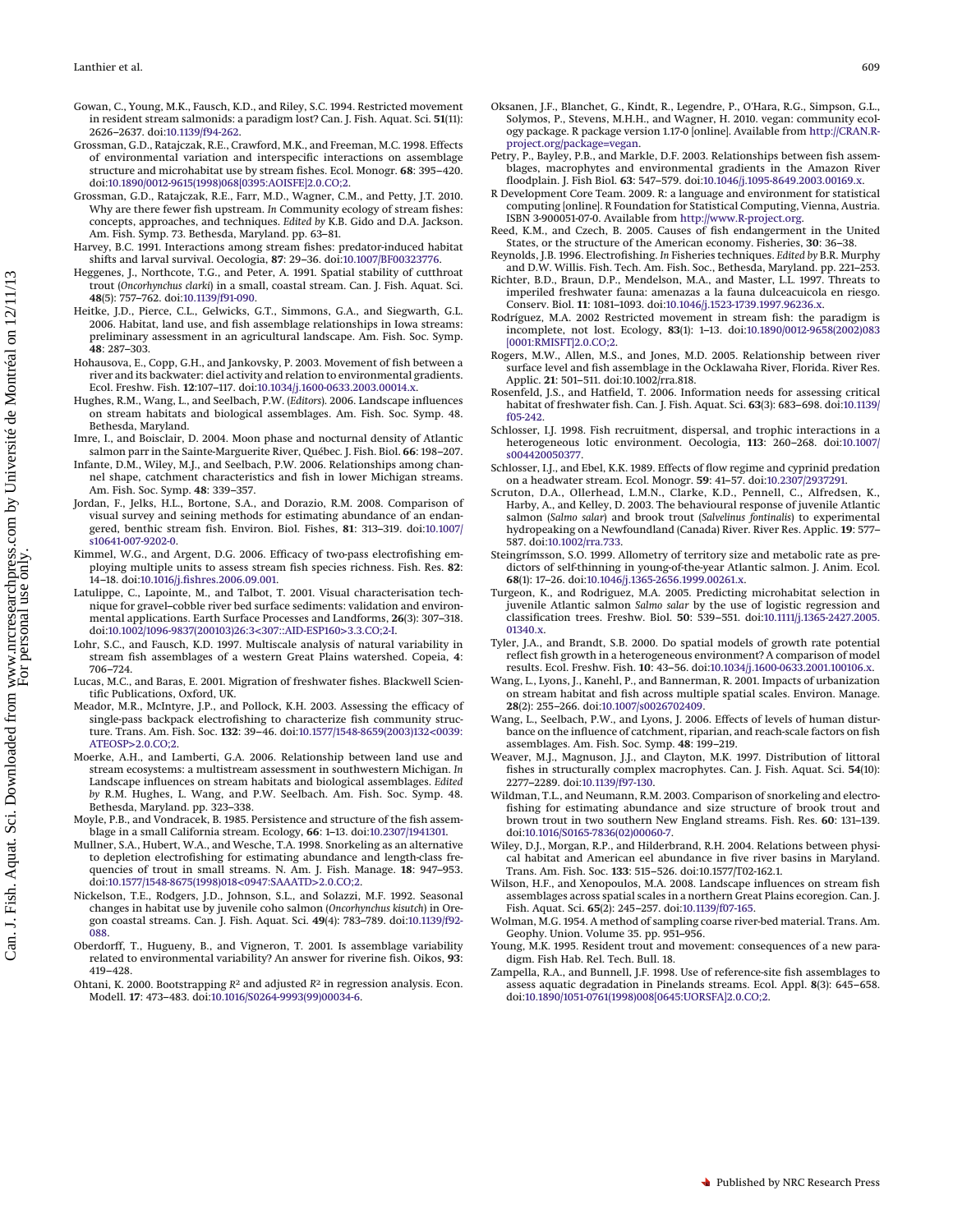Gowan, C., Young, M.K., Fausch, K.D., and Riley, S.C. 1994. Restricted movement in resident stream salmonids: a paradigm lost? Can. J. Fish. Aquat. Sci. **51**(11): 2626–2637. doi:10.1139/f94-262.

Grossman, G.D., Ratajczak, R.E., Crawford, M.K., and Freeman, M.C. 1998. Effects of environmental variation and interspecific interactions on assemblage structure and microhabitat use by stream fishes. Ecol. Monogr. **68**: 395–420. doi:10.1890/0012-9615(1998)068[0395:AOISFE]2.0.CO;2.

Grossman, G.D., Ratajczak, R.E., Farr, M.D., Wagner, C.M., and Petty, J.T. 2010. Why are there fewer fish upstream. *In* Community ecology of stream fishes: concepts, approaches, and techniques. *Edited by* K.B. Gido and D.A. Jackson. Am. Fish. Symp. 73. Bethesda, Maryland. pp. 63–81.

Harvey, B.C. 1991. Interactions among stream fishes: predator-induced habitat shifts and larval survival. Oecologia, **87**: 29–36. doi:10.1007/BF00323776.

Heggenes, J., Northcote, T.G., and Peter, A. 1991. Spatial stability of cutthroat trout (*Oncorhynchus clarki*) in a small, coastal stream. Can. J. Fish. Aquat. Sci. **48**(5): 757–762. doi:10.1139/f91-090.

Heitke, J.D., Pierce, C.L., Gelwicks, G.T., Simmons, G.A., and Siegwarth, G.L. 2006. Habitat, land use, and fish assemblage relationships in Iowa streams: preliminary assessment in an agricultural landscape. Am. Fish. Soc. Symp. **48**: 287–303.

Hohausova, E., Copp, G.H., and Jankovsky, P. 2003. Movement of fish between a river and its backwater: diel activity and relation to environmental gradients. Ecol. Freshw. Fish. **12**:107–117. doi:10.1034/j.1600-0633.2003.00014.x.

Hughes, R.M., Wang, L., and Seelbach, P.W. (*Editors*). 2006. Landscape influences on stream habitats and biological assemblages. Am. Fish. Soc. Symp. 48. Bethesda, Maryland.

Imre, I., and Boisclair, D. 2004. Moon phase and nocturnal density of Atlantic salmon parr in the Sainte-Marguerite River, Québec. J. Fish. Biol. **66**: 198–207.

Infante, D.M., Wiley, M.J., and Seelbach, P.W. 2006. Relationships among channel shape, catchment characteristics and fish in lower Michigan streams. Am. Fish. Soc. Symp. **48**: 339–357.

Jordan, F., Jelks, H.L., Bortone, S.A., and Dorazio, R.M. 2008. Comparison of visual survey and seining methods for estimating abundance of an endangered, benthic stream fish. Environ. Biol. Fishes, **81**: 313–319. doi:10.1007/s10641-007-9202-0.

Kimmel, W.G., and Argent, D.G. 2006. Efficacy of two-pass electrofishing employing multiple units to assess stream fish species richness. Fish. Res. **82**: 14–18. doi:10.1016/j.fishres.2006.09.001.

Latulippe, C., Lapointe, M., and Talbot, T. 2001. Visual characterisation technique for gravel–cobble river bed surface sediments: validation and environmental applications. Earth Surface Processes and Landforms, **26**(3): 307–318. doi:10.1002/1096-9837(200103)26:3<307::AID-ESP160>3.3.CO;2-I.

Lohr, S.C., and Fausch, K.D. 1997. Multiscale analysis of natural variability in stream fish assemblages of a western Great Plains watershed. Copeia, **4**: 706–724.

Lucas, M.C., and Baras, E. 2001. Migration of freshwater fishes. Blackwell Scientific Publications, Oxford, UK.

Meador, M.R., McIntyre, J.P., and Pollock, K.H. 2003. Assessing the efficacy of single-pass backpack electrofishing to characterize fish community structure. Trans. Am. Fish. Soc. **132**: 39–46. doi:10.1577/1548-8659(2003)132<0039:ATEOSP>2.0.CO;2.

Moerke, A.H., and Lamberti, G.A. 2006. Relationship between land use and stream ecosystems: a multistream assessment in southwestern Michigan. *In* Landscape influences on stream habitats and biological assemblages. *Edited by* R.M. Hughes, L. Wang, and P.W. Seelbach. Am. Fish. Soc. Symp. 48. Bethesda, Maryland. pp. 323–338.

Moyle, P.B., and Vondracek, B. 1985. Persistence and structure of the fish assemblage in a small California stream. Ecology, **66**: 1–13. doi:10.2307/1941301.

Mullner, S.A., Hubert, W.A., and Wesche, T.A. 1998. Snorkeling as an alternative to depletion electrofishing for estimating abundance and length-class frequencies of trout in small streams. N. Am. J. Fish. Manage. **18**: 947–953. doi:10.1577/1548-8675(1998)018<0947:SAAATD>2.0.CO;2.

Nickelson, T.E., Rodgers, J.D., Johnson, S.L., and Solazzi, M.F. 1992. Seasonal changes in habitat use by juvenile coho salmon (*Oncorhynchus kisutch*) in Oregon coastal streams. Can. J. Fish. Aquat. Sci. **49**(4): 783–789. doi:10.1139/f92-088.

Oberdorff, T., Hugueny, B., and Vigneron, T. 2001. Is assemblage variability related to environmental variability? An answer for riverine fish. Oikos, **93**: 419–428.

Ohtani, K. 2000. Bootstrapping $R^2$ and adjusted $R^2$ in regression analysis. Econ. Modell. **17**: 473–483. doi:10.1016/S0264-9993(99)00034-6.

Oksanen, J.F., Blanchet, G., Kindt, R., Legendre, P., O'Hara, R.G., Simpson, G.L., Solymos, P., Stevens, M.H.H., and Wagner, H. 2010. vegan: community ecology package. R package version 1.17-0 [online]. Available from http://CRAN.R-project.org/package=vegan.

Petry, P., Bayley, P.B., and Markle, D.F. 2003. Relationships between fish assemblages, macrophytes and environmental gradients in the Amazon River floodplain. J. Fish Biol. **63**: 547–579. doi:10.1046/j.1095-8649.2003.00169.x.

R Development Core Team. 2009. R: a language and environment for statistical computing [online]. R Foundation for Statistical Computing, Vienna, Austria. ISBN 3-900051-07-0. Available from http://www.R-project.org.

Reed, K.M., and Czech, B. 2005. Causes of fish endangerment in the United States, or the structure of the American economy. Fisheries, **30**: 36–38.

Reynolds, J.B. 1996. Electrofishing. *In* Fisheries techniques. *Edited by* B.R. Murphy and D.W. Willis. Fish. Tech. Am. Fish. Soc., Bethesda, Maryland. pp. 221–253.

Richter, B.D., Braun, D.P., Mendelson, M.A., and Master, L.L. 1997. Threats to imperiled freshwater fauna: amenazas a la fauna dulceacuicola en riesgo. Conserv. Biol. **11**: 1081–1093. doi:10.1046/j.1523-1739.1997.96236.x.

Rodríguez, M.A. 2002 Restricted movement in stream fish: the paradigm is incomplete, not lost. Ecology, **83**(1): 1–13. doi:10.1890/0012-9658(2002)083[0001:RMISFT]2.0.CO;2.

Rogers, M.W., Allen, M.S., and Jones, M.D. 2005. Relationship between river surface level and fish assemblage in the Ocklawaha River, Florida. River Res. Applic. **21**: 501–511. doi:10.1002/rra.818.

Rosenfeld, J.S., and Hatfield, T. 2006. Information needs for assessing critical habitat of freshwater fish. Can. J. Fish. Aquat. Sci. **63**(3): 683–698. doi:10.1139/f05-242.

Schlosser, I.J. 1998. Fish recruitment, dispersal, and trophic interactions in a heterogeneous lotic environment. Oecologia, **113**: 260–268. doi:10.1007/s004420050377.

Schlosser, I.J., and Ebel, K.K. 1989. Effects of flow regime and cyprinid predation on a headwater stream. Ecol. Monogr. **59**: 41–57. doi:10.2307/2937291.

Scruton, D.A., Ollerhead, L.M.N., Clarke, K.D., Pennell, C., Alfredsen, K., Harby, A., and Kelley, D. 2003. The behavioural response of juvenile Atlantic salmon (*Salmo salar*) and brook trout (*Salvelinus fontinalis*) to experimental hydropeaking on a Newfoundland (Canada) River. River Res. Applic. **19**: 577–587. doi:10.1002/rra.733.

Steingrímsson, S.O. 1999. Allometry of territory size and metabolic rate as predictors of self-thinning in young-of-the-year Atlantic salmon. J. Anim. Ecol. **68**(1): 17–26. doi:10.1046/j.1365-2656.1999.00261.x.

Turgeon, K., and Rodriguez, M.A. 2005. Predicting microhabitat selection in juvenile Atlantic salmon *Salmo salar* by the use of logistic regression and classification trees. Freshw. Biol. **50**: 539–551. doi:10.1111/j.1365-2427.2005.01340.x.

Tyler, J.A., and Brandt, S.B. 2000. Do spatial models of growth rate potential reflect fish growth in a heterogeneous environment? A comparison of model results. Ecol. Freshw. Fish. **10**: 43–56. doi:10.1034/j.1600-0633.2001.100106.x.

Wang, L., Lyons, J., Kanehl, P., and Bannerman, R. 2001. Impacts of urbanization on stream habitat and fish across multiple spatial scales. Environ. Manage. **28**(2): 255–266. doi:10.1007/s0026702409.

Wang, L., Seelbach, P.W., and Lyons, J. 2006. Effects of levels of human disturbance on the influence of catchment, riparian, and reach-scale factors on fish assemblages. Am. Fish. Soc. Symp. **48**: 199–219.

Weaver, M.J., Magnuson, J.J., and Clayton, M.K. 1997. Distribution of littoral fishes in structurally complex macrophytes. Can. J. Fish. Aquat. Sci. **54**(10): 2277–2289. doi:10.1139/f97-130.

Wildman, T.L., and Neumann, R.M. 2003. Comparison of snorkeling and electrofishing for estimating abundance and size structure of brook trout and brown trout in two southern New England streams. Fish. Res. **60**: 131–139. doi:10.1016/S0165-7836(02)00060-7.

Wiley, D.J., Morgan, R.P., and Hilderbrand, R.H. 2004. Relations between physical habitat and American eel abundance in five river basins in Maryland. Trans. Am. Fish. Soc. **133**: 515–526. doi:10.1577/T02-162.1.

Wilson, H.F., and Xenopoulos, M.A. 2008. Landscape influences on stream fish assemblages across spatial scales in a northern Great Plains ecoregion. Can. J. Fish. Aquat. Sci. **65**(2): 245–257. doi:10.1139/f07-165.

Wolman, M.G. 1954. A method of sampling coarse river-bed material. Trans. Am. Geophy. Union. Volume 35. pp. 951–956.

Young, M.K. 1995. Resident trout and movement: consequences of a new paradigm. Fish Hab. Rel. Tech. Bull. 18.

Zampella, R.A., and Bunnell, J.F. 1998. Use of reference-site fish assemblages to assess aquatic degradation in Pinelands streams. Ecol. Appl. **8**(3): 645–658. doi:10.1890/1051-0761(1998)008[0645:UORSFA]2.0.CO;2.